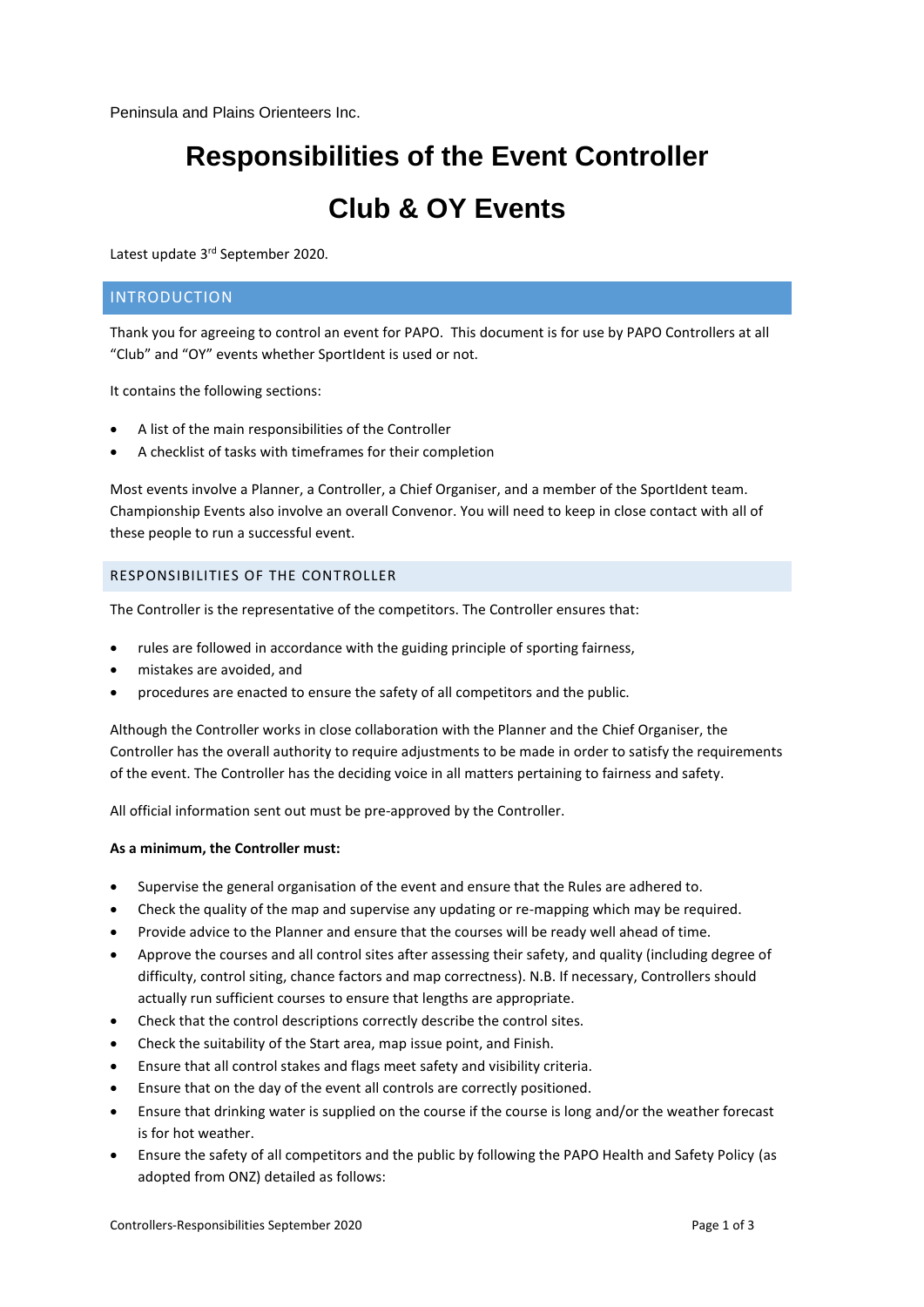Peninsula and Plains Orienteers Inc.

# Responsibilities of the Event Controller

# Club & OY Events

Latest update 3rd September 2020.

## INTRODUCTION

Thank you for agreeing to control an event for PAPO. This document is for use by PAPO Controllers at all "Club" and "OY" events whether SportIdent is used or not.

It contains the following sections:

- A list of the main responsibilities of the Controller
- A checklist of tasks with timeframes for their completion

Most events involve a Planner, a Controller, a Chief Organiser, and a member of the SportIdent team. Championship Events also involve an overall Convenor. You will need to keep in close contact with all of these people to run a successful event.

### RESPONSIBILITIES OF THE CONTROLLER

The Controller is the representative of the competitors. The Controller ensures that:

- rules are followed in accordance with the guiding principle of sporting fairness,
- mistakes are avoided, and
- procedures are enacted to ensure the safety of all competitors and the public.

Although the Controller works in close collaboration with the Planner and the Chief Organiser, the Controller has the overall authority to require adjustments to be made in order to satisfy the requirements of the event. The Controller has the deciding voice in all matters pertaining to fairness and safety.

All official information sent out must be pre-approved by the Controller.

**As a minimum, the Controller must:**

- Supervise the general organisation of the event and ensure that the Rules are adhered to.
- Check the quality of the map and supervise any updating or re-mapping which may be required.
- Provide advice to the Planner and ensure that the courses will be ready well ahead of time.
- Approve the courses and all control sites after assessing their safety, and quality (including degree of difficulty, control siting, chance factors and map correctness). N.B. If necessary, Controllers should actually run sufficient courses to ensure that lengths are appropriate.
- Check that the control descriptions correctly describe the control sites.
- Check the suitability of the Start area, map issue point, and Finish.
- Ensure that all control stakes and flags meet safety and visibility criteria.
- Ensure that on the day of the event all controls are correctly positioned.
- Ensure that drinking water is supplied on the course if the course is long and/or the weather forecast is for hot weather.
- Ensure the safety of all competitors and the public by following the PAPO Health and Safety Policy (as adopted from ONZ) detailed as follows: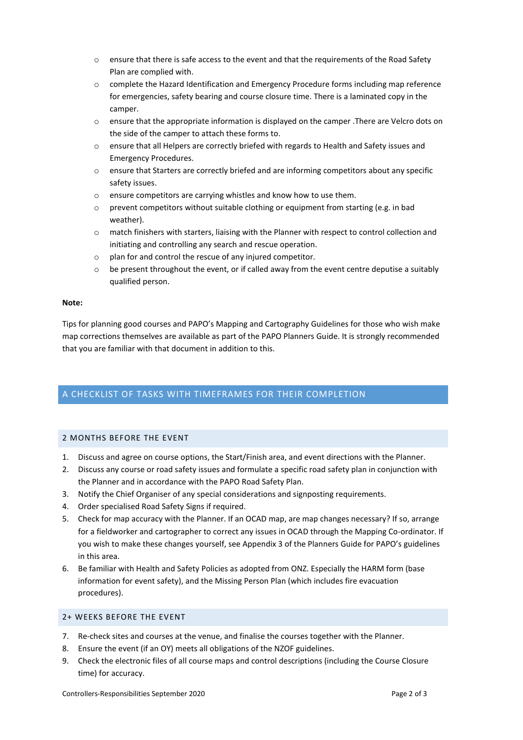- ensure that there is safe access to the event and that the requirements of the Road Safety Plan are complied with.
- complete the Hazard Identification and Emergency Procedure forms including map reference for emergencies, safety bearing and course closure time. There is a laminated copy in the camper.
- ensure that the appropriate information is displayed on the camper .There are Velcro dots on the side of the camper to attach these forms to.
- ensure that all Helpers are correctly briefed with regards to Health and Safety issues and Emergency Procedures.
- ensure that Starters are correctly briefed and are informing competitors about any specific safety issues.
- ensure competitors are carrying whistles and know how to use them.
- prevent competitors without suitable clothing or equipment from starting (e.g. in bad weather).
- match finishers with starters, liaising with the Planner with respect to control collection and initiating and controlling any search and rescue operation.
- plan for and control the rescue of any injured competitor.
- be present throughout the event, or if called away from the event centre deputise a suitably qualified person.

**Note:**

Tips for planning good courses and PAPO's Mapping and Cartography Guidelines for those who wish make map corrections themselves are available as part of the PAPO Planners Guide. It is strongly recommended that you are familiar with that document in addition to this.

## A CHECKLIST OF TASKS WITH TIMEFRAMES FOR THEIR COMPLETION

### 2 MONTHS BEFORE THE EVENT

1. Discuss and agree on course options, the Start/Finish area, and event directions with the Planner.
2. Discuss any course or road safety issues and formulate a specific road safety plan in conjunction with the Planner and in accordance with the PAPO Road Safety Plan.
3. Notify the Chief Organiser of any special considerations and signposting requirements.
4. Order specialised Road Safety Signs if required.
5. Check for map accuracy with the Planner. If an OCAD map, are map changes necessary? If so, arrange for a fieldworker and cartographer to correct any issues in OCAD through the Mapping Co-ordinator. If you wish to make these changes yourself, see Appendix 3 of the Planners Guide for PAPO's guidelines in this area.
6. Be familiar with Health and Safety Policies as adopted from ONZ. Especially the HARM form (base information for event safety), and the Missing Person Plan (which includes fire evacuation procedures).

### 2+ WEEKS BEFORE THE EVENT

7. Re-check sites and courses at the venue, and finalise the courses together with the Planner.
8. Ensure the event (if an OY) meets all obligations of the NZOF guidelines.
9. Check the electronic files of all course maps and control descriptions (including the Course Closure time) for accuracy.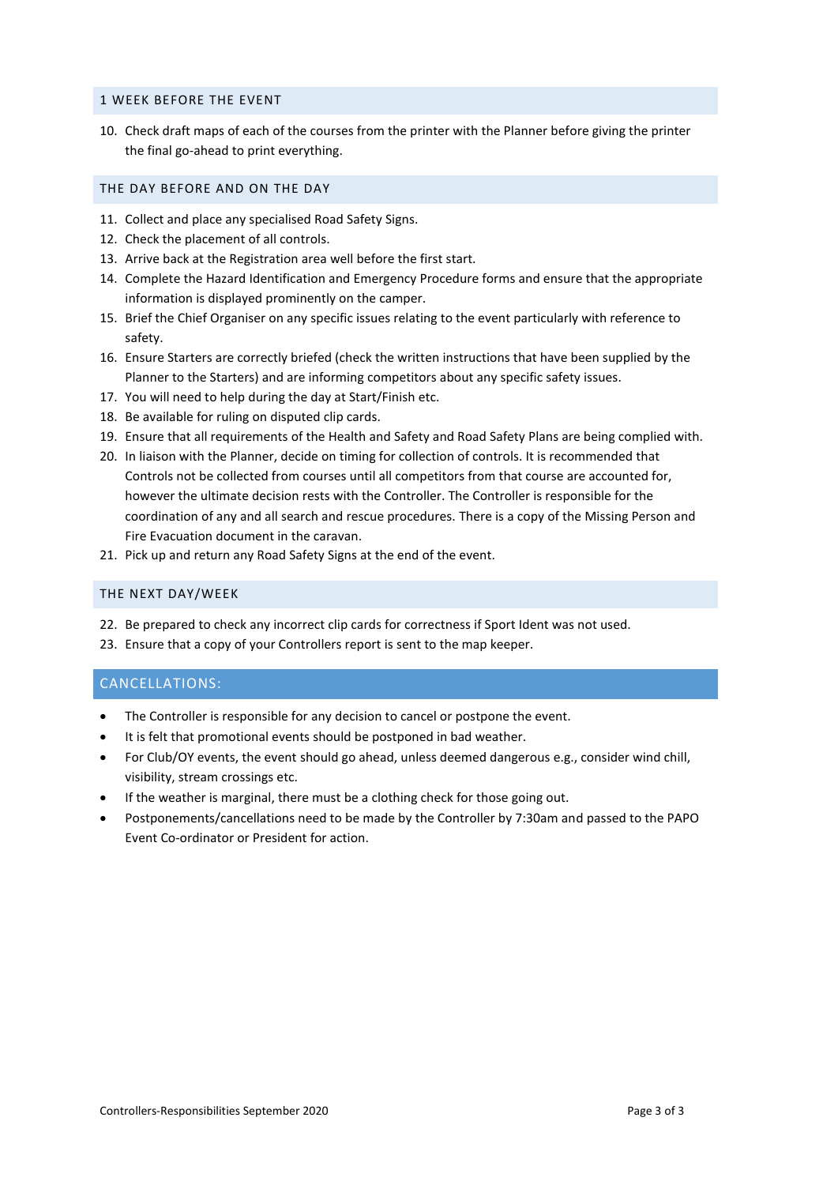## 1 WEEK BEFORE THE EVENT

10. Check draft maps of each of the courses from the printer with the Planner before giving the printer the final go-ahead to print everything.

## THE DAY BEFORE AND ON THE DAY

11. Collect and place any specialised Road Safety Signs.
12. Check the placement of all controls.
13. Arrive back at the Registration area well before the first start.
14. Complete the Hazard Identification and Emergency Procedure forms and ensure that the appropriate information is displayed prominently on the camper.
15. Brief the Chief Organiser on any specific issues relating to the event particularly with reference to safety.
16. Ensure Starters are correctly briefed (check the written instructions that have been supplied by the Planner to the Starters) and are informing competitors about any specific safety issues.
17. You will need to help during the day at Start/Finish etc.
18. Be available for ruling on disputed clip cards.
19. Ensure that all requirements of the Health and Safety and Road Safety Plans are being complied with.
20. In liaison with the Planner, decide on timing for collection of controls. It is recommended that Controls not be collected from courses until all competitors from that course are accounted for, however the ultimate decision rests with the Controller. The Controller is responsible for the coordination of any and all search and rescue procedures. There is a copy of the Missing Person and Fire Evacuation document in the caravan.
21. Pick up and return any Road Safety Signs at the end of the event.

## THE NEXT DAY/WEEK

22. Be prepared to check any incorrect clip cards for correctness if Sport Ident was not used.
23. Ensure that a copy of your Controllers report is sent to the map keeper.

## CANCELLATIONS:

- The Controller is responsible for any decision to cancel or postpone the event.
- It is felt that promotional events should be postponed in bad weather.
- For Club/OY events, the event should go ahead, unless deemed dangerous e.g., consider wind chill, visibility, stream crossings etc.
- If the weather is marginal, there must be a clothing check for those going out.
- Postponements/cancellations need to be made by the Controller by 7:30am and passed to the PAPO Event Co-ordinator or President for action.